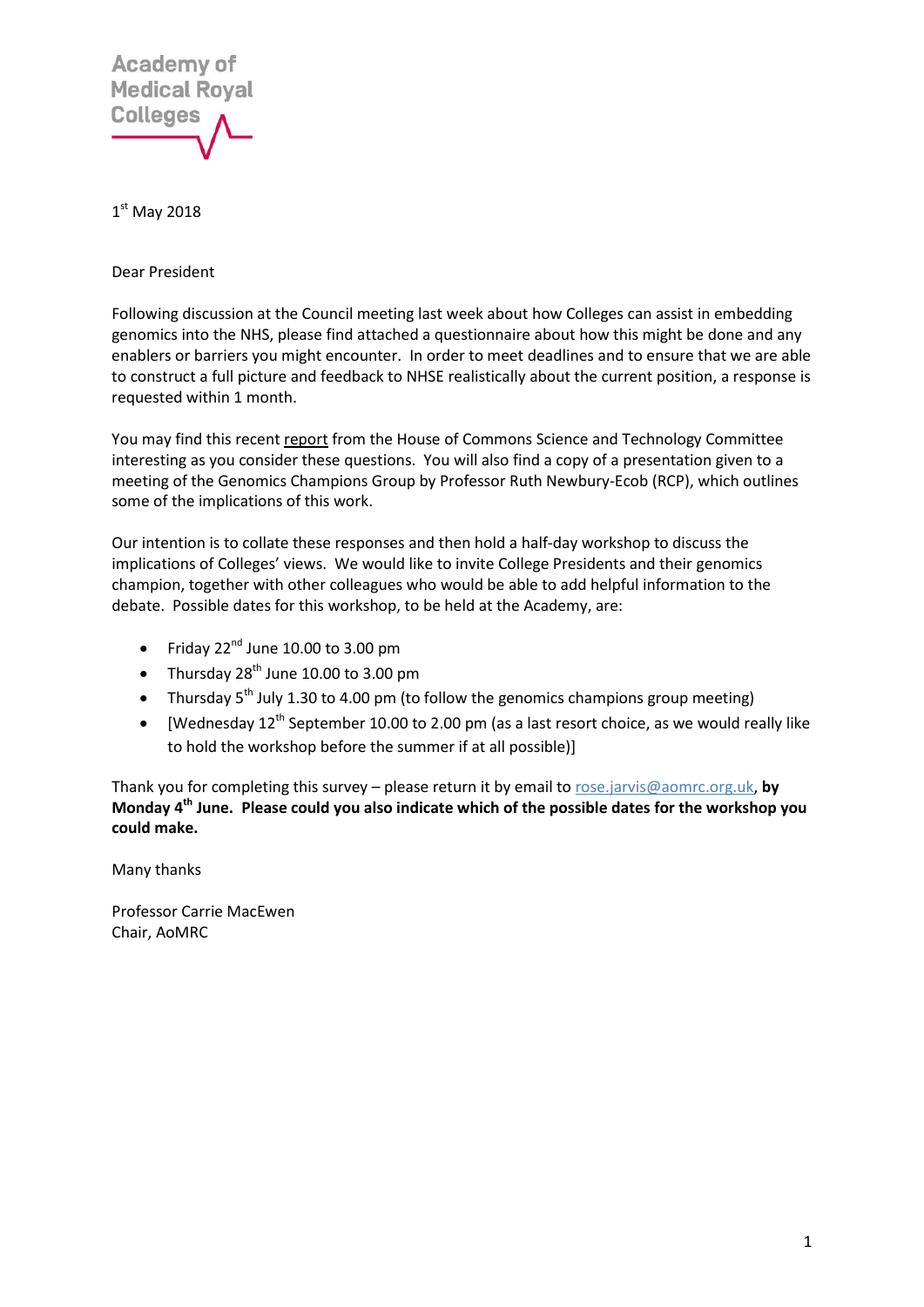Academy of Medical Royal Colleges

1st May 2018

Dear President

Following discussion at the Council meeting last week about how Colleges can assist in embedding genomics into the NHS, please find attached a questionnaire about how this might be done and any enablers or barriers you might encounter. In order to meet deadlines and to ensure that we are able to construct a full picture and feedback to NHSE realistically about the current position, a response is requested within 1 month.

You may find this recent report from the House of Commons Science and Technology Committee interesting as you consider these questions. You will also find a copy of a presentation given to a meeting of the Genomics Champions Group by Professor Ruth Newbury-Ecob (RCP), which outlines some of the implications of this work.

Our intention is to collate these responses and then hold a half-day workshop to discuss the implications of Colleges' views. We would like to invite College Presidents and their genomics champion, together with other colleagues who would be able to add helpful information to the debate. Possible dates for this workshop, to be held at the Academy, are:

- Friday 22nd June 10.00 to 3.00 pm
- Thursday 28th June 10.00 to 3.00 pm
- Thursday 5th July 1.30 to 4.00 pm (to follow the genomics champions group meeting)
- [Wednesday 12th September 10.00 to 2.00 pm (as a last resort choice, as we would really like to hold the workshop before the summer if at all possible)]

Thank you for completing this survey – please return it by email to rose.jarvis@aomrc.org.uk, **by Monday 4th June. Please could you also indicate which of the possible dates for the workshop you could make.**

Many thanks

Professor Carrie MacEwen
Chair, AoMRC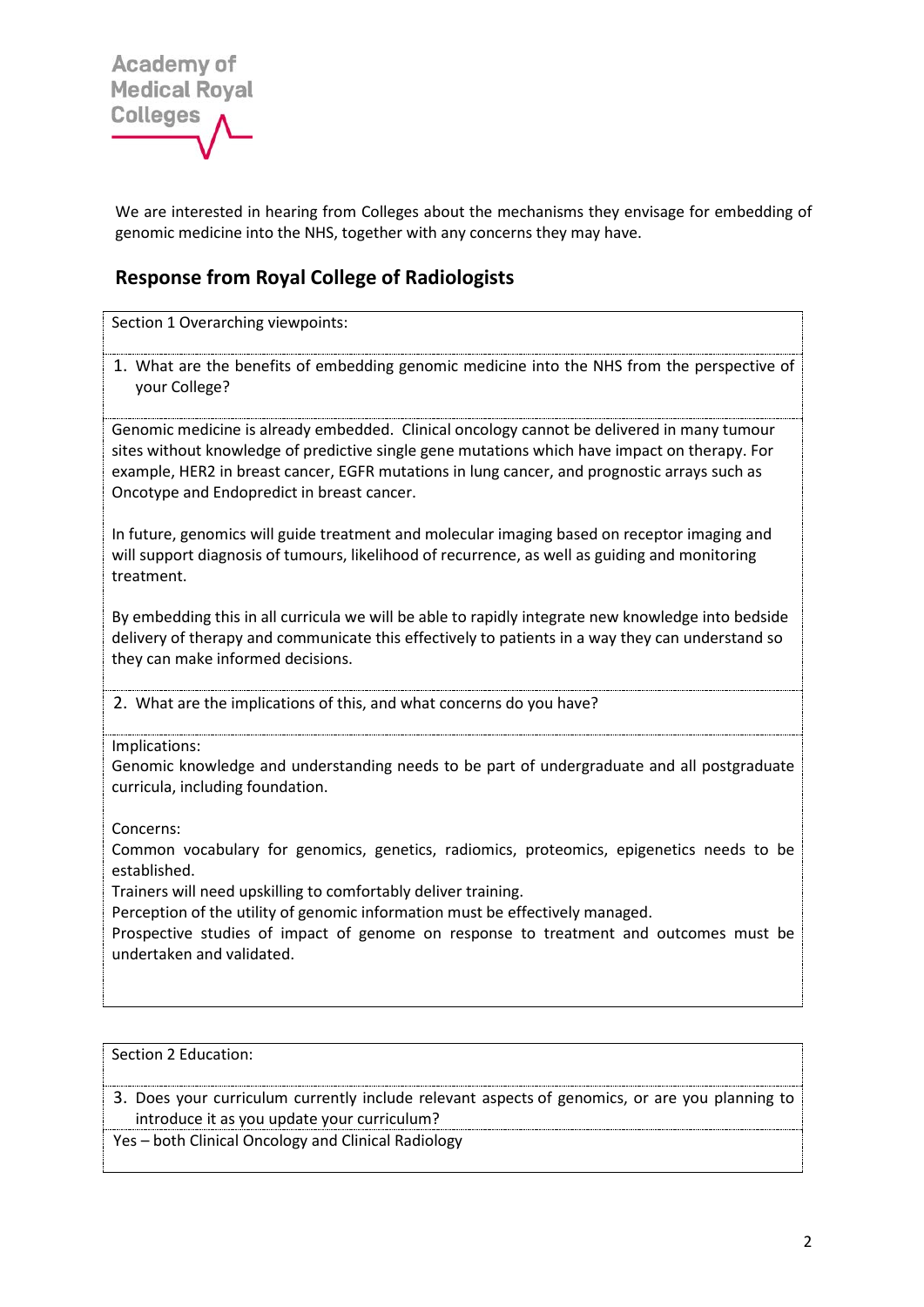We are interested in hearing from Colleges about the mechanisms they envisage for embedding of genomic medicine into the NHS, together with any concerns they may have.

## Response from Royal College of Radiologists

**Section 1 Overarching viewpoints:**

1. What are the benefits of embedding genomic medicine into the NHS from the perspective of your College?

Genomic medicine is already embedded. Clinical oncology cannot be delivered in many tumour sites without knowledge of predictive single gene mutations which have impact on therapy. For example, HER2 in breast cancer, EGFR mutations in lung cancer, and prognostic arrays such as Oncotype and Endopredict in breast cancer.

In future, genomics will guide treatment and molecular imaging based on receptor imaging and will support diagnosis of tumours, likelihood of recurrence, as well as guiding and monitoring treatment.

By embedding this in all curricula we will be able to rapidly integrate new knowledge into bedside delivery of therapy and communicate this effectively to patients in a way they can understand so they can make informed decisions.

2. What are the implications of this, and what concerns do you have?

Implications:
Genomic knowledge and understanding needs to be part of undergraduate and all postgraduate curricula, including foundation.

Concerns:
Common vocabulary for genomics, genetics, radiomics, proteomics, epigenetics needs to be established.
Trainers will need upskilling to comfortably deliver training.
Perception of the utility of genomic information must be effectively managed.
Prospective studies of impact of genome on response to treatment and outcomes must be undertaken and validated.

**Section 2 Education:**

3. Does your curriculum currently include relevant aspects of genomics, or are you planning to introduce it as you update your curriculum?

Yes – both Clinical Oncology and Clinical Radiology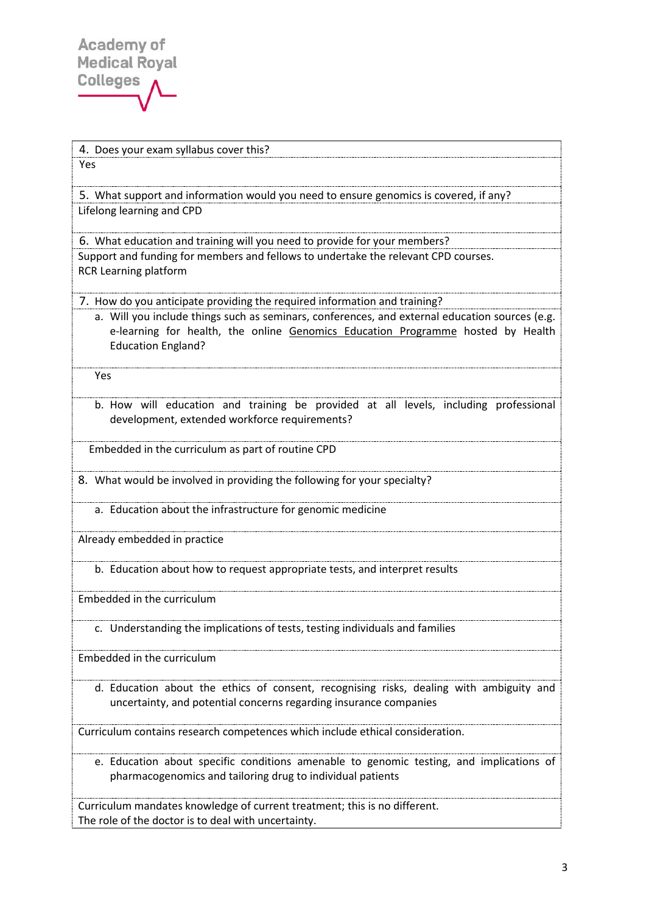4. Does your exam syllabus cover this?

Yes

5. What support and information would you need to ensure genomics is covered, if any?

Lifelong learning and CPD

6. What education and training will you need to provide for your members?

Support and funding for members and fellows to undertake the relevant CPD courses.
RCR Learning platform

7. How do you anticipate providing the required information and training?

   a. Will you include things such as seminars, conferences, and external education sources (e.g. e-learning for health, the online Genomics Education Programme hosted by Health Education England?

   Yes

   b. How will education and training be provided at all levels, including professional development, extended workforce requirements?

   Embedded in the curriculum as part of routine CPD

8. What would be involved in providing the following for your specialty?

   a. Education about the infrastructure for genomic medicine

Already embedded in practice

   b. Education about how to request appropriate tests, and interpret results

Embedded in the curriculum

   c. Understanding the implications of tests, testing individuals and families

Embedded in the curriculum

   d. Education about the ethics of consent, recognising risks, dealing with ambiguity and uncertainty, and potential concerns regarding insurance companies

Curriculum contains research competences which include ethical consideration.

   e. Education about specific conditions amenable to genomic testing, and implications of pharmacogenomics and tailoring drug to individual patients

Curriculum mandates knowledge of current treatment; this is no different.
The role of the doctor is to deal with uncertainty.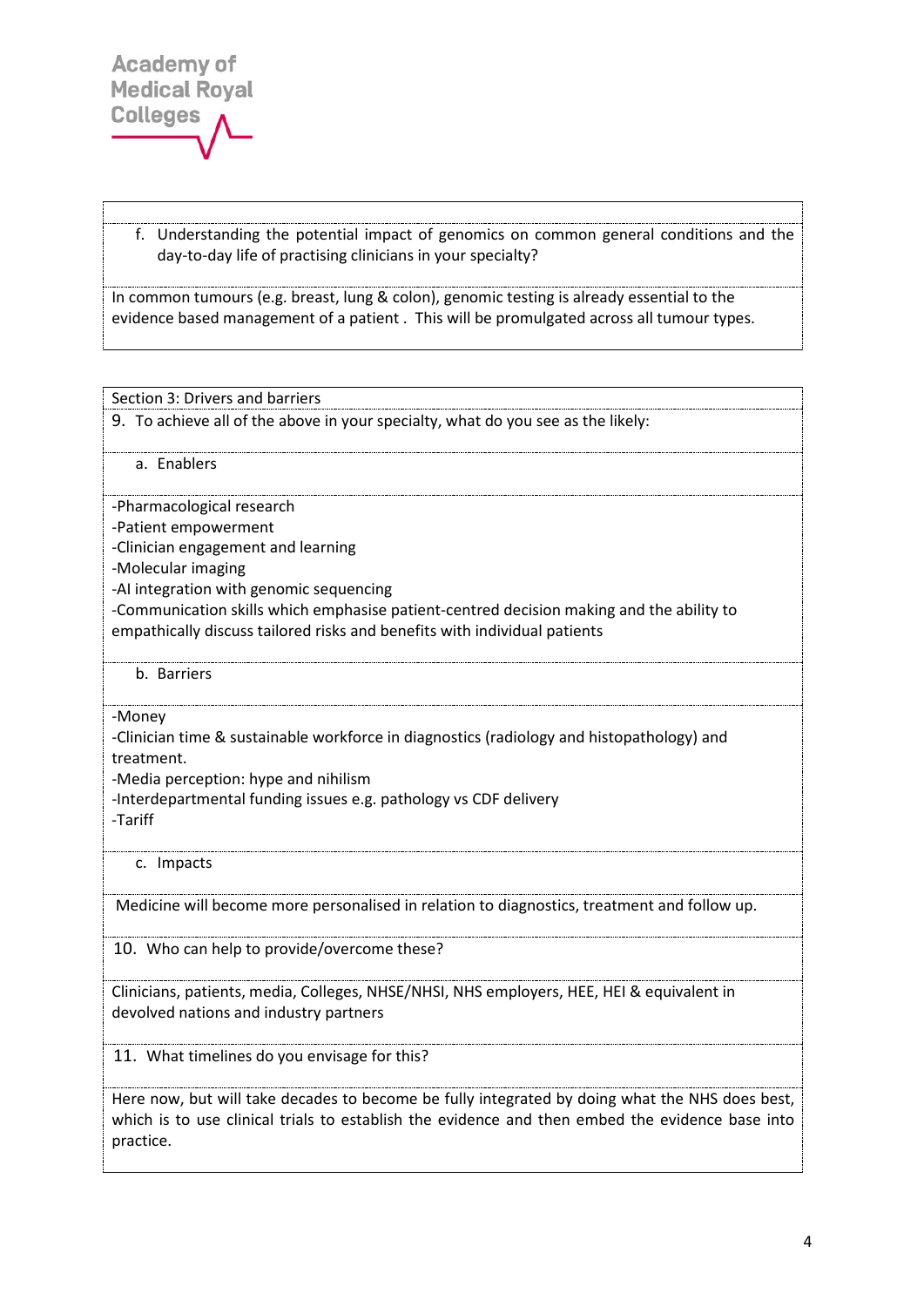f. Understanding the potential impact of genomics on common general conditions and the day-to-day life of practising clinicians in your specialty?

In common tumours (e.g. breast, lung & colon), genomic testing is already essential to the evidence based management of a patient . This will be promulgated across all tumour types.

## Section 3: Drivers and barriers

9. To achieve all of the above in your specialty, what do you see as the likely:

a. Enablers

- -Pharmacological research
- -Patient empowerment
- -Clinician engagement and learning
- -Molecular imaging
- -AI integration with genomic sequencing
- -Communication skills which emphasise patient-centred decision making and the ability to empathically discuss tailored risks and benefits with individual patients

b. Barriers

- -Money
- -Clinician time & sustainable workforce in diagnostics (radiology and histopathology) and treatment.
- -Media perception: hype and nihilism
- -Interdepartmental funding issues e.g. pathology vs CDF delivery
- -Tariff

c. Impacts

Medicine will become more personalised in relation to diagnostics, treatment and follow up.

10. Who can help to provide/overcome these?

Clinicians, patients, media, Colleges, NHSE/NHSI, NHS employers, HEE, HEI & equivalent in devolved nations and industry partners

11. What timelines do you envisage for this?

Here now, but will take decades to become be fully integrated by doing what the NHS does best, which is to use clinical trials to establish the evidence and then embed the evidence base into practice.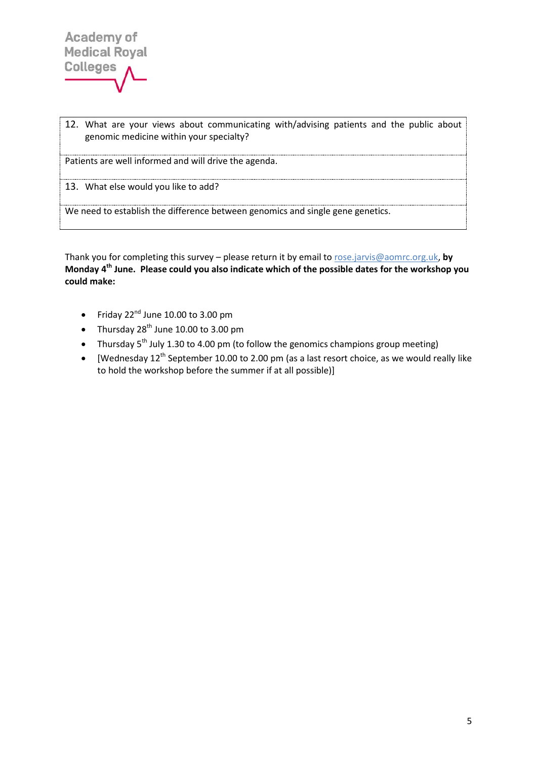12. What are your views about communicating with/advising patients and the public about genomic medicine within your specialty?

Patients are well informed and will drive the agenda.

13. What else would you like to add?

We need to establish the difference between genomics and single gene genetics.

Thank you for completing this survey – please return it by email to rose.jarvis@aomrc.org.uk, **by Monday 4th June. Please could you also indicate which of the possible dates for the workshop you could make:**

- Friday 22nd June 10.00 to 3.00 pm
- Thursday 28th June 10.00 to 3.00 pm
- Thursday 5th July 1.30 to 4.00 pm (to follow the genomics champions group meeting)
- [Wednesday 12th September 10.00 to 2.00 pm (as a last resort choice, as we would really like to hold the workshop before the summer if at all possible)]